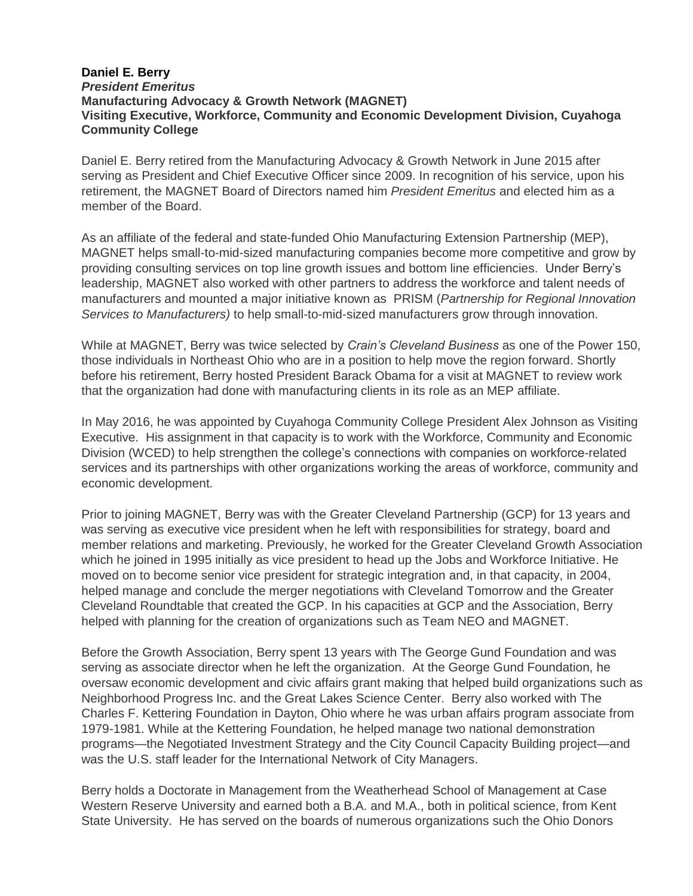**Daniel E. Berry**
***President Emeritus***
**Manufacturing Advocacy & Growth Network (MAGNET)**
**Visiting Executive, Workforce, Community and Economic Development Division, Cuyahoga Community College**

Daniel E. Berry retired from the Manufacturing Advocacy & Growth Network in June 2015 after serving as President and Chief Executive Officer since 2009. In recognition of his service, upon his retirement, the MAGNET Board of Directors named him *President Emeritus* and elected him as a member of the Board.

As an affiliate of the federal and state-funded Ohio Manufacturing Extension Partnership (MEP), MAGNET helps small-to-mid-sized manufacturing companies become more competitive and grow by providing consulting services on top line growth issues and bottom line efficiencies. Under Berry's leadership, MAGNET also worked with other partners to address the workforce and talent needs of manufacturers and mounted a major initiative known as PRISM (*Partnership for Regional Innovation Services to Manufacturers)* to help small-to-mid-sized manufacturers grow through innovation.

While at MAGNET, Berry was twice selected by *Crain's Cleveland Business* as one of the Power 150, those individuals in Northeast Ohio who are in a position to help move the region forward. Shortly before his retirement, Berry hosted President Barack Obama for a visit at MAGNET to review work that the organization had done with manufacturing clients in its role as an MEP affiliate.

In May 2016, he was appointed by Cuyahoga Community College President Alex Johnson as Visiting Executive. His assignment in that capacity is to work with the Workforce, Community and Economic Division (WCED) to help strengthen the college's connections with companies on workforce-related services and its partnerships with other organizations working the areas of workforce, community and economic development.

Prior to joining MAGNET, Berry was with the Greater Cleveland Partnership (GCP) for 13 years and was serving as executive vice president when he left with responsibilities for strategy, board and member relations and marketing. Previously, he worked for the Greater Cleveland Growth Association which he joined in 1995 initially as vice president to head up the Jobs and Workforce Initiative. He moved on to become senior vice president for strategic integration and, in that capacity, in 2004, helped manage and conclude the merger negotiations with Cleveland Tomorrow and the Greater Cleveland Roundtable that created the GCP. In his capacities at GCP and the Association, Berry helped with planning for the creation of organizations such as Team NEO and MAGNET.

Before the Growth Association, Berry spent 13 years with The George Gund Foundation and was serving as associate director when he left the organization. At the George Gund Foundation, he oversaw economic development and civic affairs grant making that helped build organizations such as Neighborhood Progress Inc. and the Great Lakes Science Center. Berry also worked with The Charles F. Kettering Foundation in Dayton, Ohio where he was urban affairs program associate from 1979-1981. While at the Kettering Foundation, he helped manage two national demonstration programs—the Negotiated Investment Strategy and the City Council Capacity Building project—and was the U.S. staff leader for the International Network of City Managers.

Berry holds a Doctorate in Management from the Weatherhead School of Management at Case Western Reserve University and earned both a B.A. and M.A., both in political science, from Kent State University. He has served on the boards of numerous organizations such the Ohio Donors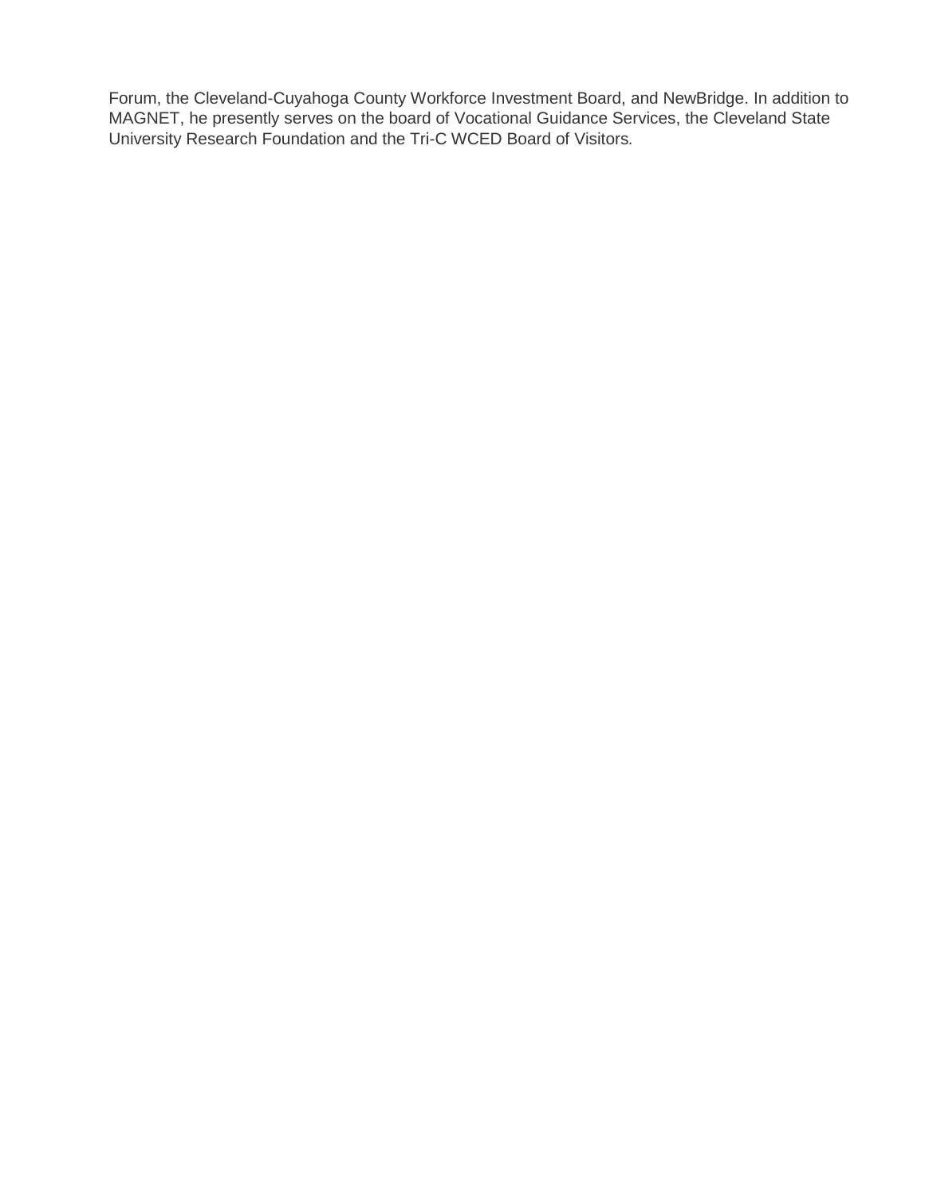Forum, the Cleveland-Cuyahoga County Workforce Investment Board, and NewBridge. In addition to MAGNET, he presently serves on the board of Vocational Guidance Services, the Cleveland State University Research Foundation and the Tri-C WCED Board of Visitors.